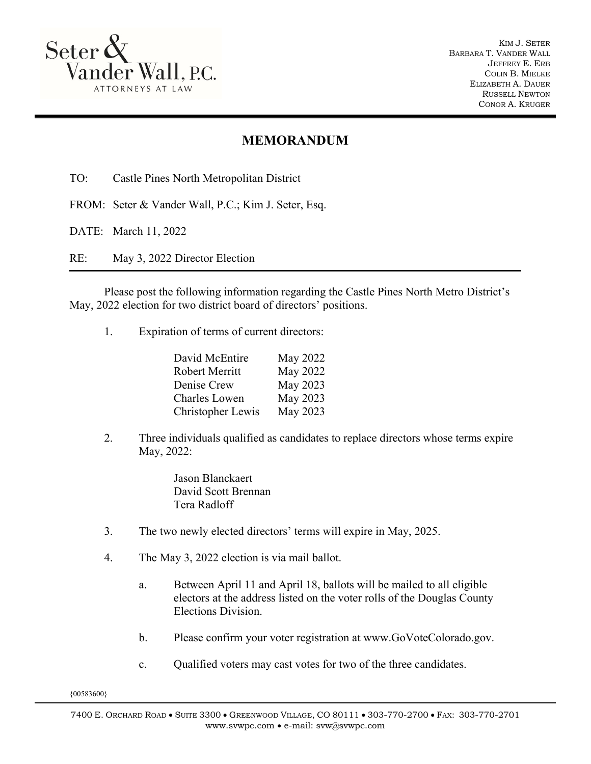Seter & Vander Wall, P.C.
ATTORNEYS AT LAW

KIM J. SETER
BARBARA T. VANDER WALL
JEFFREY E. ERB
COLIN B. MIELKE
ELIZABETH A. DAUER
RUSSELL NEWTON
CONOR A. KRUGER

# MEMORANDUM

TO: Castle Pines North Metropolitan District

FROM: Seter & Vander Wall, P.C.; Kim J. Seter, Esq.

DATE: March 11, 2022

RE: May 3, 2022 Director Election

---

Please post the following information regarding the Castle Pines North Metro District's May, 2022 election for two district board of directors' positions.

1. Expiration of terms of current directors:

| | |
|---|---|
| David McEntire | May 2022 |
| Robert Merritt | May 2022 |
| Denise Crew | May 2023 |
| Charles Lowen | May 2023 |
| Christopher Lewis | May 2023 |

2. Three individuals qualified as candidates to replace directors whose terms expire May, 2022:

   Jason Blanckaert
   David Scott Brennan
   Tera Radloff

3. The two newly elected directors' terms will expire in May, 2025.

4. The May 3, 2022 election is via mail ballot.

   a. Between April 11 and April 18, ballots will be mailed to all eligible electors at the address listed on the voter rolls of the Douglas County Elections Division.

   b. Please confirm your voter registration at www.GoVoteColorado.gov.

   c. Qualified voters may cast votes for two of the three candidates.

{00583600}

7400 E. ORCHARD ROAD • SUITE 3300 • GREENWOOD VILLAGE, CO 80111 • 303-770-2700 • FAX: 303-770-2701
www.svwpc.com • e-mail: svw@svwpc.com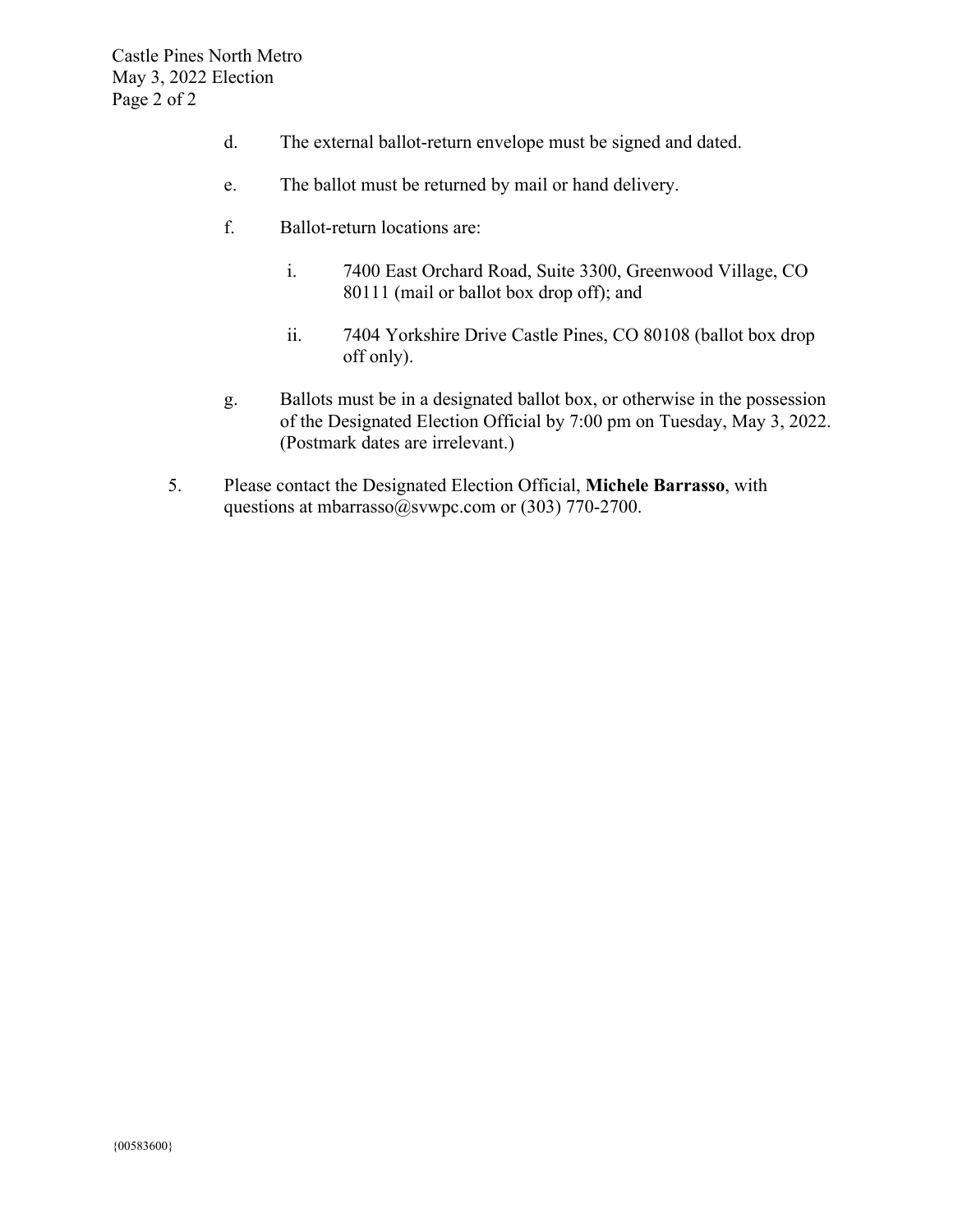d. The external ballot-return envelope must be signed and dated.

e. The ballot must be returned by mail or hand delivery.

f. Ballot-return locations are:

   i. 7400 East Orchard Road, Suite 3300, Greenwood Village, CO 80111 (mail or ballot box drop off); and

   ii. 7404 Yorkshire Drive Castle Pines, CO 80108 (ballot box drop off only).

g. Ballots must be in a designated ballot box, or otherwise in the possession of the Designated Election Official by 7:00 pm on Tuesday, May 3, 2022. (Postmark dates are irrelevant.)

5. Please contact the Designated Election Official, **Michele Barrasso**, with questions at mbarrasso@svwpc.com or (303) 770-2700.

{00583600}